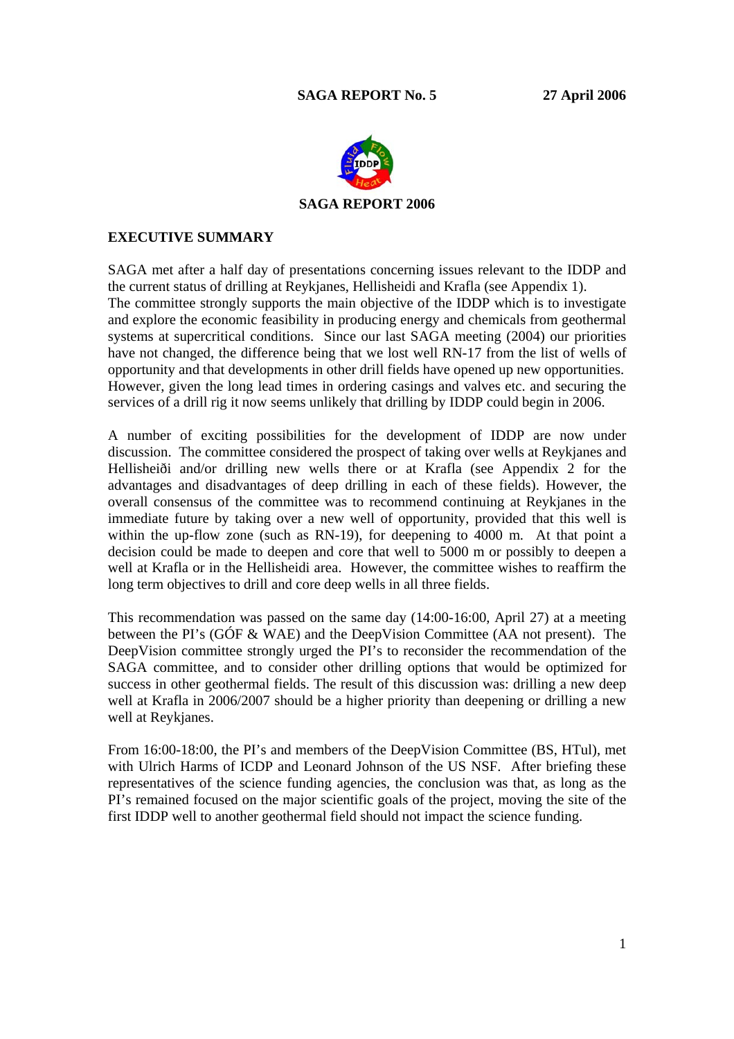**SAGA REPORT No. 5** **27 April 2006**

**SAGA REPORT 2006**

## EXECUTIVE SUMMARY

SAGA met after a half day of presentations concerning issues relevant to the IDDP and the current status of drilling at Reykjanes, Hellisheidi and Krafla (see Appendix 1).
The committee strongly supports the main objective of the IDDP which is to investigate and explore the economic feasibility in producing energy and chemicals from geothermal systems at supercritical conditions. Since our last SAGA meeting (2004) our priorities have not changed, the difference being that we lost well RN-17 from the list of wells of opportunity and that developments in other drill fields have opened up new opportunities. However, given the long lead times in ordering casings and valves etc. and securing the services of a drill rig it now seems unlikely that drilling by IDDP could begin in 2006.

A number of exciting possibilities for the development of IDDP are now under discussion. The committee considered the prospect of taking over wells at Reykjanes and Hellisheiði and/or drilling new wells there or at Krafla (see Appendix 2 for the advantages and disadvantages of deep drilling in each of these fields). However, the overall consensus of the committee was to recommend continuing at Reykjanes in the immediate future by taking over a new well of opportunity, provided that this well is within the up-flow zone (such as RN-19), for deepening to 4000 m. At that point a decision could be made to deepen and core that well to 5000 m or possibly to deepen a well at Krafla or in the Hellisheidi area. However, the committee wishes to reaffirm the long term objectives to drill and core deep wells in all three fields.

This recommendation was passed on the same day (14:00-16:00, April 27) at a meeting between the PI's (GÓF & WAE) and the DeepVision Committee (AA not present). The DeepVision committee strongly urged the PI's to reconsider the recommendation of the SAGA committee, and to consider other drilling options that would be optimized for success in other geothermal fields. The result of this discussion was: drilling a new deep well at Krafla in 2006/2007 should be a higher priority than deepening or drilling a new well at Reykjanes.

From 16:00-18:00, the PI's and members of the DeepVision Committee (BS, HTul), met with Ulrich Harms of ICDP and Leonard Johnson of the US NSF. After briefing these representatives of the science funding agencies, the conclusion was that, as long as the PI's remained focused on the major scientific goals of the project, moving the site of the first IDDP well to another geothermal field should not impact the science funding.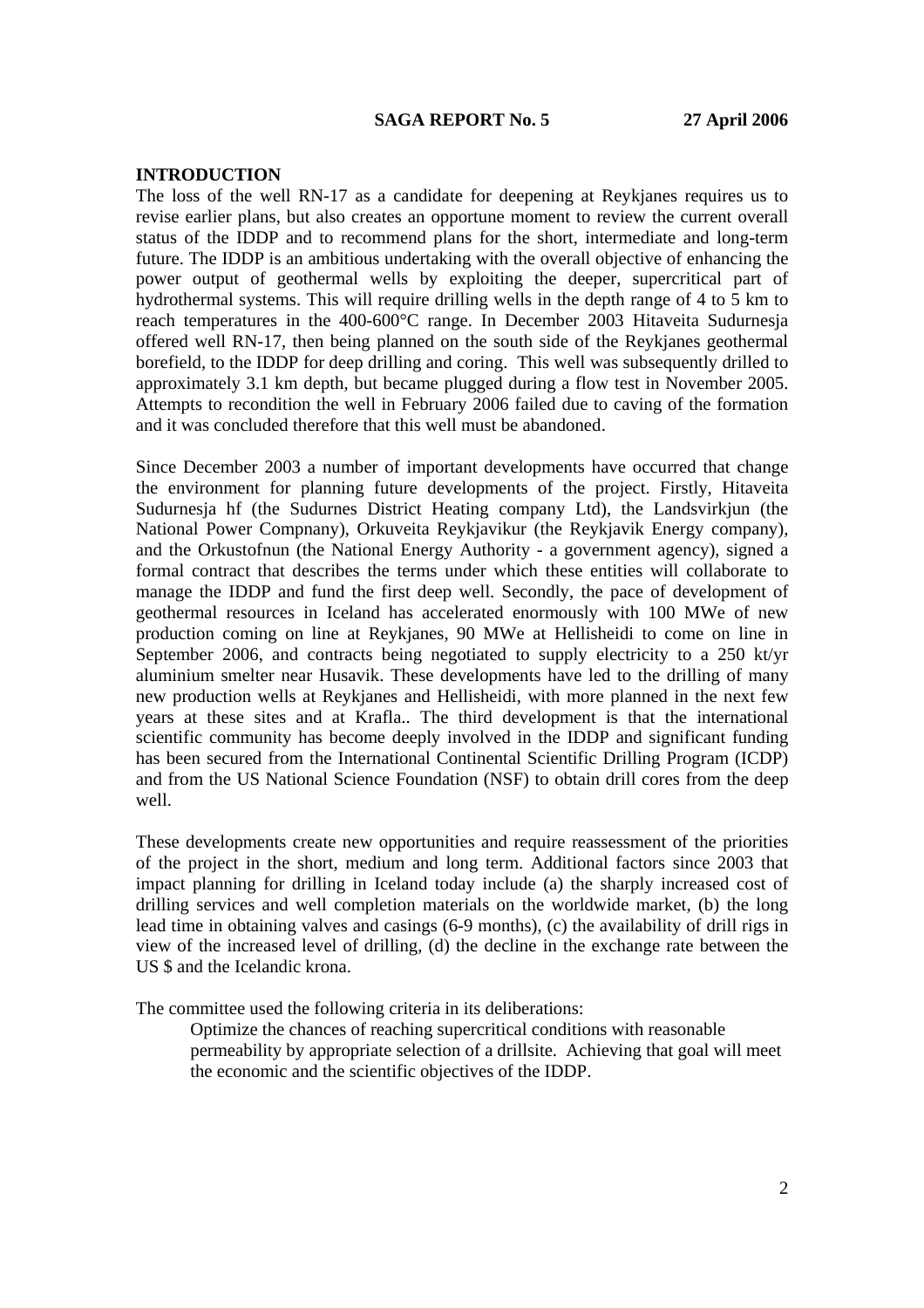**SAGA REPORT No. 5 27 April 2006**

## INTRODUCTION

The loss of the well RN-17 as a candidate for deepening at Reykjanes requires us to revise earlier plans, but also creates an opportune moment to review the current overall status of the IDDP and to recommend plans for the short, intermediate and long-term future. The IDDP is an ambitious undertaking with the overall objective of enhancing the power output of geothermal wells by exploiting the deeper, supercritical part of hydrothermal systems. This will require drilling wells in the depth range of 4 to 5 km to reach temperatures in the 400-600°C range. In December 2003 Hitaveita Sudurnesja offered well RN-17, then being planned on the south side of the Reykjanes geothermal borefield, to the IDDP for deep drilling and coring. This well was subsequently drilled to approximately 3.1 km depth, but became plugged during a flow test in November 2005. Attempts to recondition the well in February 2006 failed due to caving of the formation and it was concluded therefore that this well must be abandoned.

Since December 2003 a number of important developments have occurred that change the environment for planning future developments of the project. Firstly, Hitaveita Sudurnesja hf (the Sudurnes District Heating company Ltd), the Landsvirkjun (the National Power Compnany), Orkuveita Reykjavikur (the Reykjavik Energy company), and the Orkustofnun (the National Energy Authority - a government agency), signed a formal contract that describes the terms under which these entities will collaborate to manage the IDDP and fund the first deep well. Secondly, the pace of development of geothermal resources in Iceland has accelerated enormously with 100 MWe of new production coming on line at Reykjanes, 90 MWe at Hellisheidi to come on line in September 2006, and contracts being negotiated to supply electricity to a 250 kt/yr aluminium smelter near Husavik. These developments have led to the drilling of many new production wells at Reykjanes and Hellisheidi, with more planned in the next few years at these sites and at Krafla.. The third development is that the international scientific community has become deeply involved in the IDDP and significant funding has been secured from the International Continental Scientific Drilling Program (ICDP) and from the US National Science Foundation (NSF) to obtain drill cores from the deep well.

These developments create new opportunities and require reassessment of the priorities of the project in the short, medium and long term. Additional factors since 2003 that impact planning for drilling in Iceland today include (a) the sharply increased cost of drilling services and well completion materials on the worldwide market, (b) the long lead time in obtaining valves and casings (6-9 months), (c) the availability of drill rigs in view of the increased level of drilling, (d) the decline in the exchange rate between the US $ and the Icelandic krona.

The committee used the following criteria in its deliberations:

> Optimize the chances of reaching supercritical conditions with reasonable permeability by appropriate selection of a drillsite. Achieving that goal will meet the economic and the scientific objectives of the IDDP.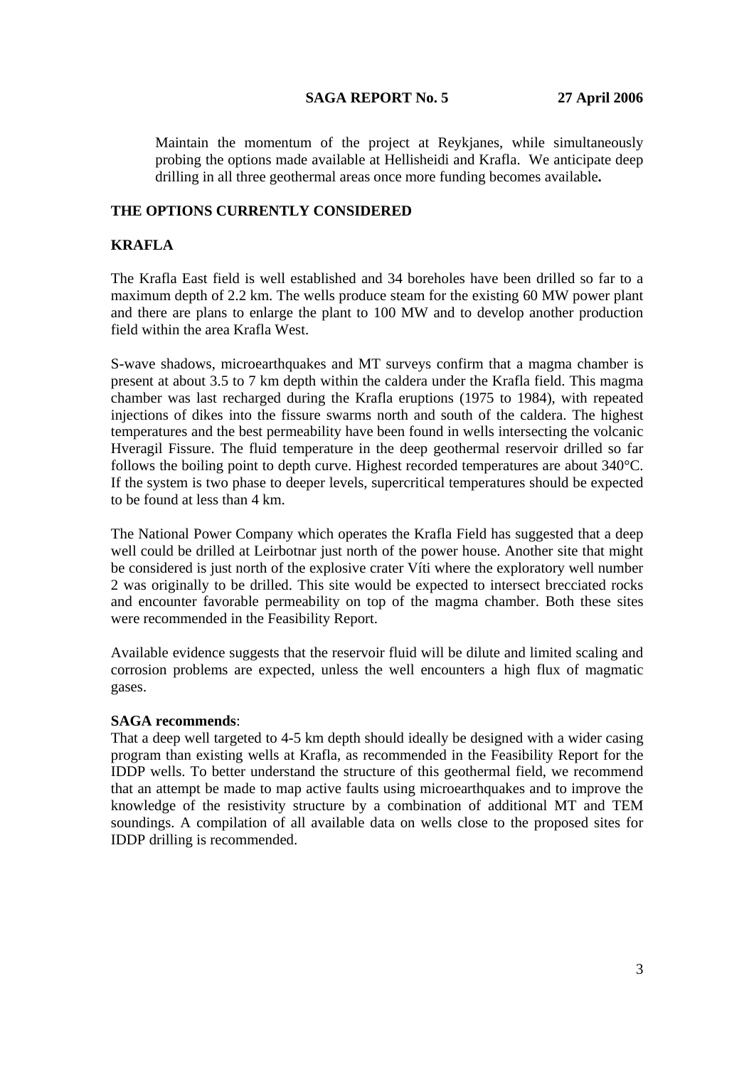Maintain the momentum of the project at Reykjanes, while simultaneously probing the options made available at Hellisheidi and Krafla. We anticipate deep drilling in all three geothermal areas once more funding becomes available**.**

## THE OPTIONS CURRENTLY CONSIDERED

### KRAFLA

The Krafla East field is well established and 34 boreholes have been drilled so far to a maximum depth of 2.2 km. The wells produce steam for the existing 60 MW power plant and there are plans to enlarge the plant to 100 MW and to develop another production field within the area Krafla West.

S-wave shadows, microearthquakes and MT surveys confirm that a magma chamber is present at about 3.5 to 7 km depth within the caldera under the Krafla field. This magma chamber was last recharged during the Krafla eruptions (1975 to 1984), with repeated injections of dikes into the fissure swarms north and south of the caldera. The highest temperatures and the best permeability have been found in wells intersecting the volcanic Hveragil Fissure. The fluid temperature in the deep geothermal reservoir drilled so far follows the boiling point to depth curve. Highest recorded temperatures are about 340°C. If the system is two phase to deeper levels, supercritical temperatures should be expected to be found at less than 4 km.

The National Power Company which operates the Krafla Field has suggested that a deep well could be drilled at Leirbotnar just north of the power house. Another site that might be considered is just north of the explosive crater Víti where the exploratory well number 2 was originally to be drilled. This site would be expected to intersect brecciated rocks and encounter favorable permeability on top of the magma chamber. Both these sites were recommended in the Feasibility Report.

Available evidence suggests that the reservoir fluid will be dilute and limited scaling and corrosion problems are expected, unless the well encounters a high flux of magmatic gases.

**SAGA recommends**:
That a deep well targeted to 4-5 km depth should ideally be designed with a wider casing program than existing wells at Krafla, as recommended in the Feasibility Report for the IDDP wells. To better understand the structure of this geothermal field, we recommend that an attempt be made to map active faults using microearthquakes and to improve the knowledge of the resistivity structure by a combination of additional MT and TEM soundings. A compilation of all available data on wells close to the proposed sites for IDDP drilling is recommended.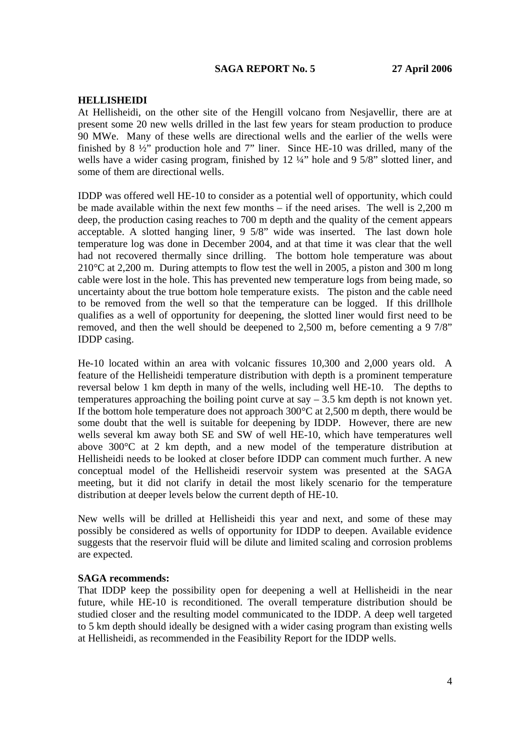**SAGA REPORT No. 5 27 April 2006**

**HELLISHEIDI**

At Hellisheidi, on the other site of the Hengill volcano from Nesjavellir, there are at present some 20 new wells drilled in the last few years for steam production to produce 90 MWe. Many of these wells are directional wells and the earlier of the wells were finished by 8 ½" production hole and 7" liner. Since HE-10 was drilled, many of the wells have a wider casing program, finished by 12 ¼" hole and 9 5/8" slotted liner, and some of them are directional wells.

IDDP was offered well HE-10 to consider as a potential well of opportunity, which could be made available within the next few months – if the need arises. The well is 2,200 m deep, the production casing reaches to 700 m depth and the quality of the cement appears acceptable. A slotted hanging liner, 9 5/8" wide was inserted. The last down hole temperature log was done in December 2004, and at that time it was clear that the well had not recovered thermally since drilling. The bottom hole temperature was about 210°C at 2,200 m. During attempts to flow test the well in 2005, a piston and 300 m long cable were lost in the hole. This has prevented new temperature logs from being made, so uncertainty about the true bottom hole temperature exists. The piston and the cable need to be removed from the well so that the temperature can be logged. If this drillhole qualifies as a well of opportunity for deepening, the slotted liner would first need to be removed, and then the well should be deepened to 2,500 m, before cementing a 9 7/8" IDDP casing.

He-10 located within an area with volcanic fissures 10,300 and 2,000 years old. A feature of the Hellisheidi temperature distribution with depth is a prominent temperature reversal below 1 km depth in many of the wells, including well HE-10. The depths to temperatures approaching the boiling point curve at say – 3.5 km depth is not known yet. If the bottom hole temperature does not approach 300°C at 2,500 m depth, there would be some doubt that the well is suitable for deepening by IDDP. However, there are new wells several km away both SE and SW of well HE-10, which have temperatures well above 300°C at 2 km depth, and a new model of the temperature distribution at Hellisheidi needs to be looked at closer before IDDP can comment much further. A new conceptual model of the Hellisheidi reservoir system was presented at the SAGA meeting, but it did not clarify in detail the most likely scenario for the temperature distribution at deeper levels below the current depth of HE-10.

New wells will be drilled at Hellisheidi this year and next, and some of these may possibly be considered as wells of opportunity for IDDP to deepen. Available evidence suggests that the reservoir fluid will be dilute and limited scaling and corrosion problems are expected.

**SAGA recommends:**

That IDDP keep the possibility open for deepening a well at Hellisheidi in the near future, while HE-10 is reconditioned. The overall temperature distribution should be studied closer and the resulting model communicated to the IDDP. A deep well targeted to 5 km depth should ideally be designed with a wider casing program than existing wells at Hellisheidi, as recommended in the Feasibility Report for the IDDP wells.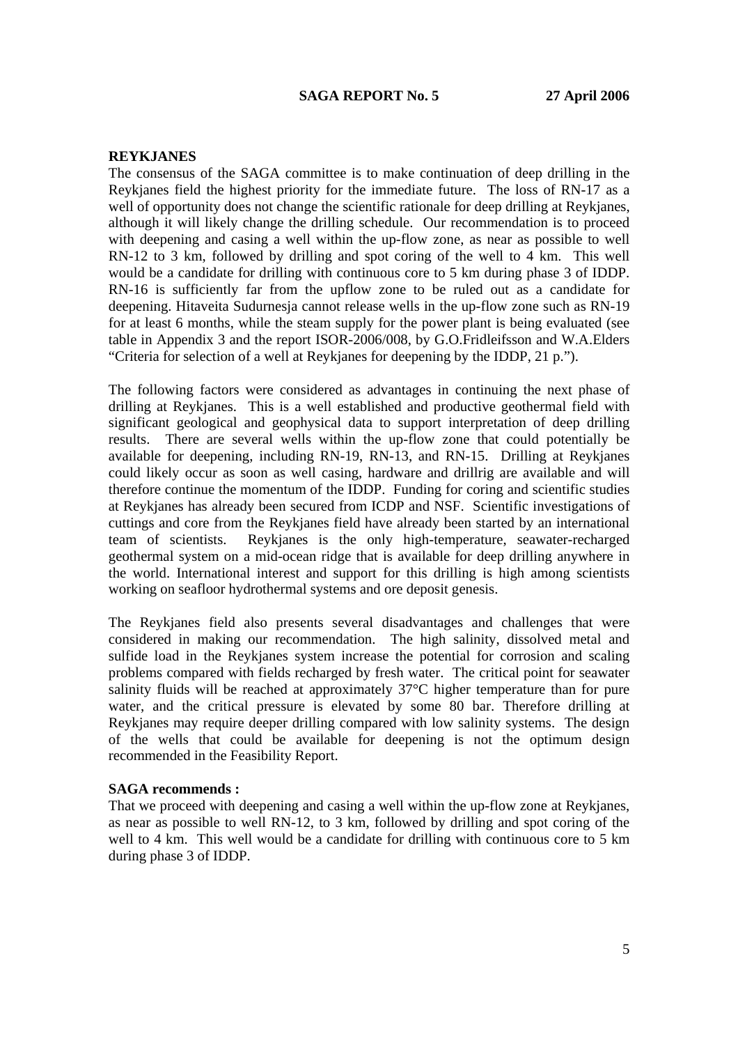**SAGA REPORT No. 5 27 April 2006**

## REYKJANES

The consensus of the SAGA committee is to make continuation of deep drilling in the Reykjanes field the highest priority for the immediate future. The loss of RN-17 as a well of opportunity does not change the scientific rationale for deep drilling at Reykjanes, although it will likely change the drilling schedule. Our recommendation is to proceed with deepening and casing a well within the up-flow zone, as near as possible to well RN-12 to 3 km, followed by drilling and spot coring of the well to 4 km. This well would be a candidate for drilling with continuous core to 5 km during phase 3 of IDDP. RN-16 is sufficiently far from the upflow zone to be ruled out as a candidate for deepening. Hitaveita Sudurnesja cannot release wells in the up-flow zone such as RN-19 for at least 6 months, while the steam supply for the power plant is being evaluated (see table in Appendix 3 and the report ISOR-2006/008, by G.O.Fridleifsson and W.A.Elders "Criteria for selection of a well at Reykjanes for deepening by the IDDP, 21 p.").

The following factors were considered as advantages in continuing the next phase of drilling at Reykjanes. This is a well established and productive geothermal field with significant geological and geophysical data to support interpretation of deep drilling results. There are several wells within the up-flow zone that could potentially be available for deepening, including RN-19, RN-13, and RN-15. Drilling at Reykjanes could likely occur as soon as well casing, hardware and drillrig are available and will therefore continue the momentum of the IDDP. Funding for coring and scientific studies at Reykjanes has already been secured from ICDP and NSF. Scientific investigations of cuttings and core from the Reykjanes field have already been started by an international team of scientists. Reykjanes is the only high-temperature, seawater-recharged geothermal system on a mid-ocean ridge that is available for deep drilling anywhere in the world. International interest and support for this drilling is high among scientists working on seafloor hydrothermal systems and ore deposit genesis.

The Reykjanes field also presents several disadvantages and challenges that were considered in making our recommendation. The high salinity, dissolved metal and sulfide load in the Reykjanes system increase the potential for corrosion and scaling problems compared with fields recharged by fresh water. The critical point for seawater salinity fluids will be reached at approximately 37°C higher temperature than for pure water, and the critical pressure is elevated by some 80 bar. Therefore drilling at Reykjanes may require deeper drilling compared with low salinity systems. The design of the wells that could be available for deepening is not the optimum design recommended in the Feasibility Report.

**SAGA recommends :**

That we proceed with deepening and casing a well within the up-flow zone at Reykjanes, as near as possible to well RN-12, to 3 km, followed by drilling and spot coring of the well to 4 km. This well would be a candidate for drilling with continuous core to 5 km during phase 3 of IDDP.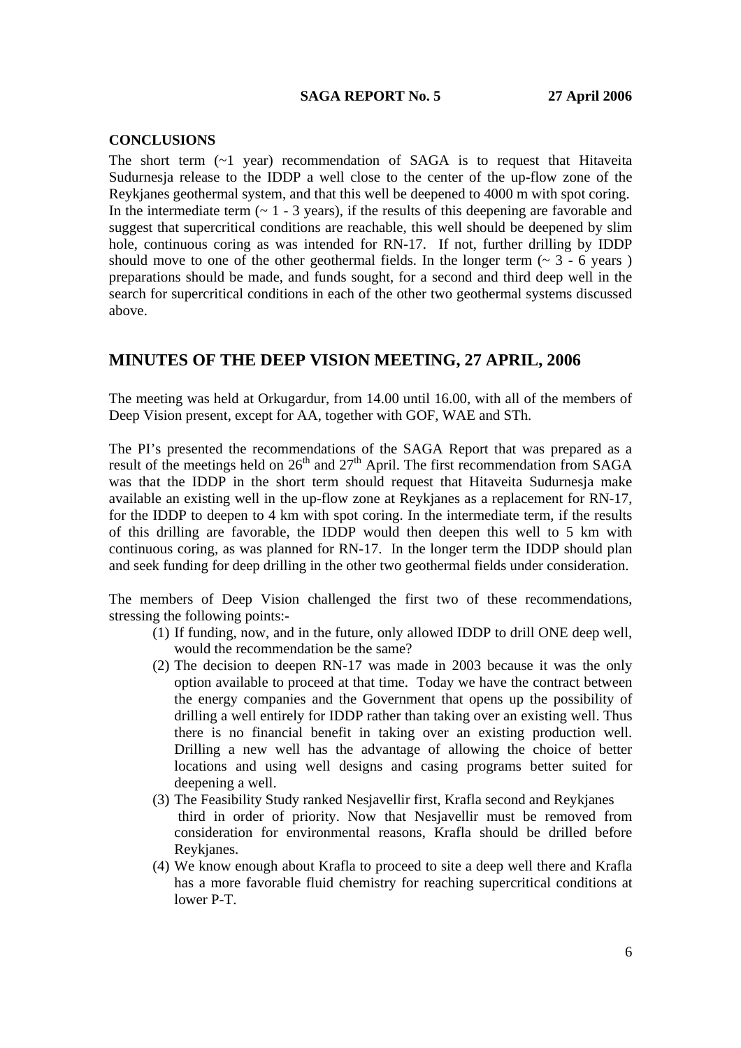**CONCLUSIONS**

The short term (~1 year) recommendation of SAGA is to request that Hitaveita Sudurnesja release to the IDDP a well close to the center of the up-flow zone of the Reykjanes geothermal system, and that this well be deepened to 4000 m with spot coring. In the intermediate term (~ 1 - 3 years), if the results of this deepening are favorable and suggest that supercritical conditions are reachable, this well should be deepened by slim hole, continuous coring as was intended for RN-17. If not, further drilling by IDDP should move to one of the other geothermal fields. In the longer term (~ 3 - 6 years ) preparations should be made, and funds sought, for a second and third deep well in the search for supercritical conditions in each of the other two geothermal systems discussed above.

## MINUTES OF THE DEEP VISION MEETING, 27 APRIL, 2006

The meeting was held at Orkugardur, from 14.00 until 16.00, with all of the members of Deep Vision present, except for AA, together with GOF, WAE and STh.

The PI's presented the recommendations of the SAGA Report that was prepared as a result of the meetings held on 26th and 27th April. The first recommendation from SAGA was that the IDDP in the short term should request that Hitaveita Sudurnesja make available an existing well in the up-flow zone at Reykjanes as a replacement for RN-17, for the IDDP to deepen to 4 km with spot coring. In the intermediate term, if the results of this drilling are favorable, the IDDP would then deepen this well to 5 km with continuous coring, as was planned for RN-17. In the longer term the IDDP should plan and seek funding for deep drilling in the other two geothermal fields under consideration.

The members of Deep Vision challenged the first two of these recommendations, stressing the following points:-

1. If funding, now, and in the future, only allowed IDDP to drill ONE deep well, would the recommendation be the same?
2. The decision to deepen RN-17 was made in 2003 because it was the only option available to proceed at that time. Today we have the contract between the energy companies and the Government that opens up the possibility of drilling a well entirely for IDDP rather than taking over an existing well. Thus there is no financial benefit in taking over an existing production well. Drilling a new well has the advantage of allowing the choice of better locations and using well designs and casing programs better suited for deepening a well.
3. The Feasibility Study ranked Nesjavellir first, Krafla second and Reykjanes third in order of priority. Now that Nesjavellir must be removed from consideration for environmental reasons, Krafla should be drilled before Reykjanes.
4. We know enough about Krafla to proceed to site a deep well there and Krafla has a more favorable fluid chemistry for reaching supercritical conditions at lower P-T.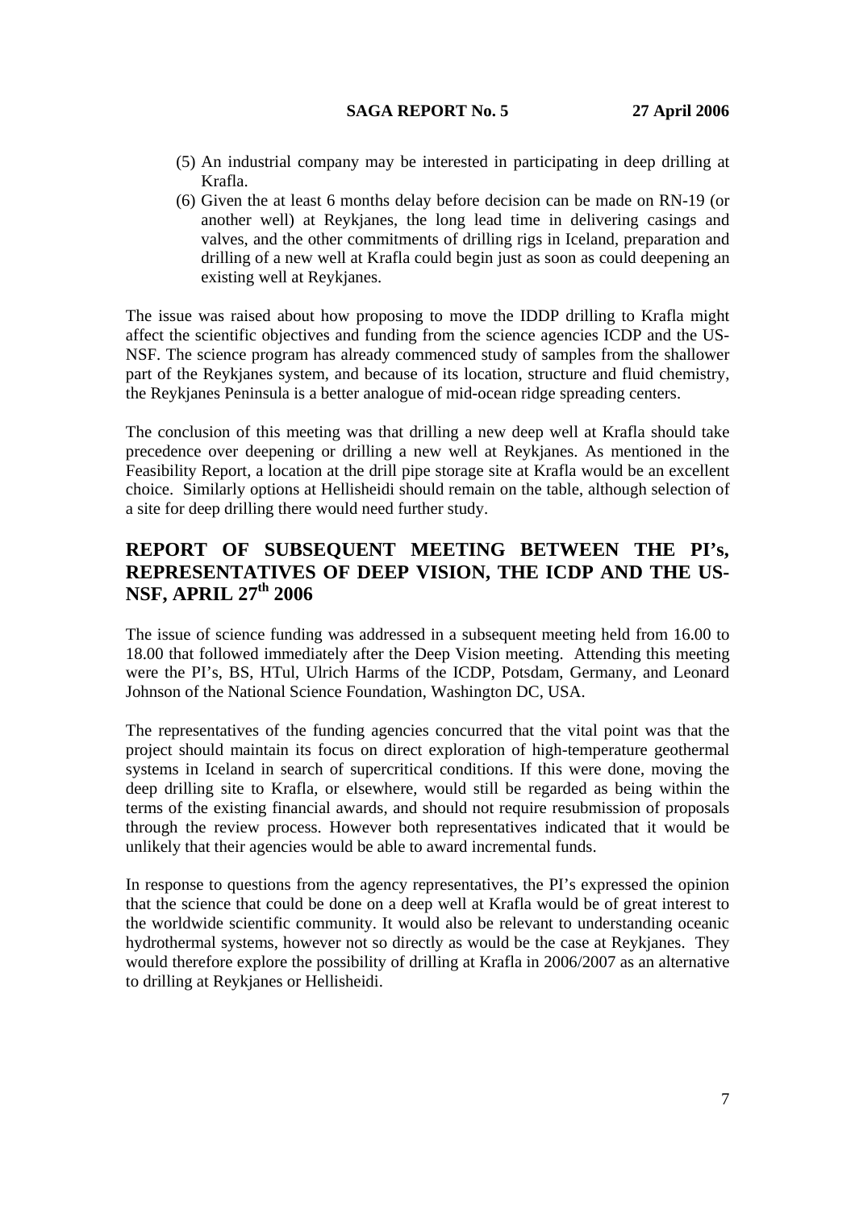(5) An industrial company may be interested in participating in deep drilling at Krafla.

(6) Given the at least 6 months delay before decision can be made on RN-19 (or another well) at Reykjanes, the long lead time in delivering casings and valves, and the other commitments of drilling rigs in Iceland, preparation and drilling of a new well at Krafla could begin just as soon as could deepening an existing well at Reykjanes.

The issue was raised about how proposing to move the IDDP drilling to Krafla might affect the scientific objectives and funding from the science agencies ICDP and the US-NSF. The science program has already commenced study of samples from the shallower part of the Reykjanes system, and because of its location, structure and fluid chemistry, the Reykjanes Peninsula is a better analogue of mid-ocean ridge spreading centers.

The conclusion of this meeting was that drilling a new deep well at Krafla should take precedence over deepening or drilling a new well at Reykjanes. As mentioned in the Feasibility Report, a location at the drill pipe storage site at Krafla would be an excellent choice. Similarly options at Hellisheidi should remain on the table, although selection of a site for deep drilling there would need further study.

## REPORT OF SUBSEQUENT MEETING BETWEEN THE PI's, REPRESENTATIVES OF DEEP VISION, THE ICDP AND THE US-NSF, APRIL 27th 2006

The issue of science funding was addressed in a subsequent meeting held from 16.00 to 18.00 that followed immediately after the Deep Vision meeting. Attending this meeting were the PI's, BS, HTul, Ulrich Harms of the ICDP, Potsdam, Germany, and Leonard Johnson of the National Science Foundation, Washington DC, USA.

The representatives of the funding agencies concurred that the vital point was that the project should maintain its focus on direct exploration of high-temperature geothermal systems in Iceland in search of supercritical conditions. If this were done, moving the deep drilling site to Krafla, or elsewhere, would still be regarded as being within the terms of the existing financial awards, and should not require resubmission of proposals through the review process. However both representatives indicated that it would be unlikely that their agencies would be able to award incremental funds.

In response to questions from the agency representatives, the PI's expressed the opinion that the science that could be done on a deep well at Krafla would be of great interest to the worldwide scientific community. It would also be relevant to understanding oceanic hydrothermal systems, however not so directly as would be the case at Reykjanes. They would therefore explore the possibility of drilling at Krafla in 2006/2007 as an alternative to drilling at Reykjanes or Hellisheidi.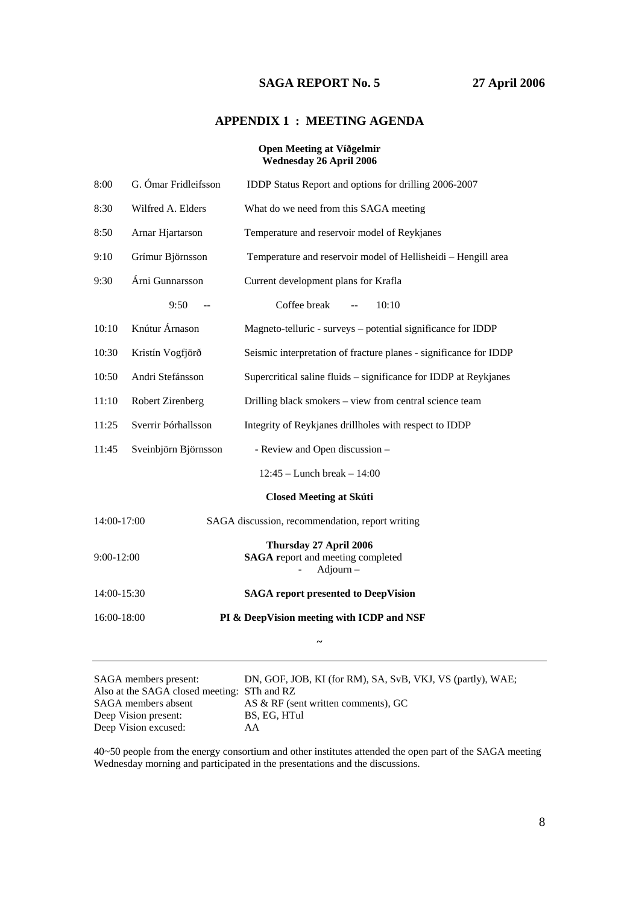**SAGA REPORT No. 5 27 April 2006**

## APPENDIX 1 : MEETING AGENDA

**Open Meeting at Víðgelmir**
**Wednesday 26 April 2006**

| | | |
|---|---|---|
| 8:00 | G. Ómar Fridleifsson | IDDP Status Report and options for drilling 2006-2007 |
| 8:30 | Wilfred A. Elders | What do we need from this SAGA meeting |
| 8:50 | Arnar Hjartarson | Temperature and reservoir model of Reykjanes |
| 9:10 | Grímur Björnsson | Temperature and reservoir model of Hellisheidi – Hengill area |
| 9:30 | Árni Gunnarsson | Current development plans for Krafla |
| | 9:50 -- | Coffee break -- 10:10 |
| 10:10 | Knútur Árnason | Magneto-telluric - surveys – potential significance for IDDP |
| 10:30 | Kristín Vogfjörð | Seismic interpretation of fracture planes - significance for IDDP |
| 10:50 | Andri Stefánsson | Supercritical saline fluids – significance for IDDP at Reykjanes |
| 11:10 | Robert Zirenberg | Drilling black smokers – view from central science team |
| 11:25 | Sverrir Þórhallsson | Integrity of Reykjanes drillholes with respect to IDDP |
| 11:45 | Sveinbjörn Björnsson | - Review and Open discussion – |
| | | 12:45 – Lunch break – 14:00 |

**Closed Meeting at Skúti**

| | |
|---|---|
| 14:00-17:00 | SAGA discussion, recommendation, report writing |
| | **Thursday 27 April 2006** |
| 9:00-12:00 | **SAGA r**eport and meeting completed - Adjourn – |
| 14:00-15:30 | **SAGA report presented to DeepVision** |
| 16:00-18:00 | **PI & DeepVision meeting with ICDP and NSF** |

~

---

| | |
|---|---|
| SAGA members present: | DN, GOF, JOB, KI (for RM), SA, SvB, VKJ, VS (partly), WAE; |
| Also at the SAGA closed meeting: | STh and RZ |
| SAGA members absent | AS & RF (sent written comments), GC |
| Deep Vision present: | BS, EG, HTul |
| Deep Vision excused: | AA |

40~50 people from the energy consortium and other institutes attended the open part of the SAGA meeting Wednesday morning and participated in the presentations and the discussions.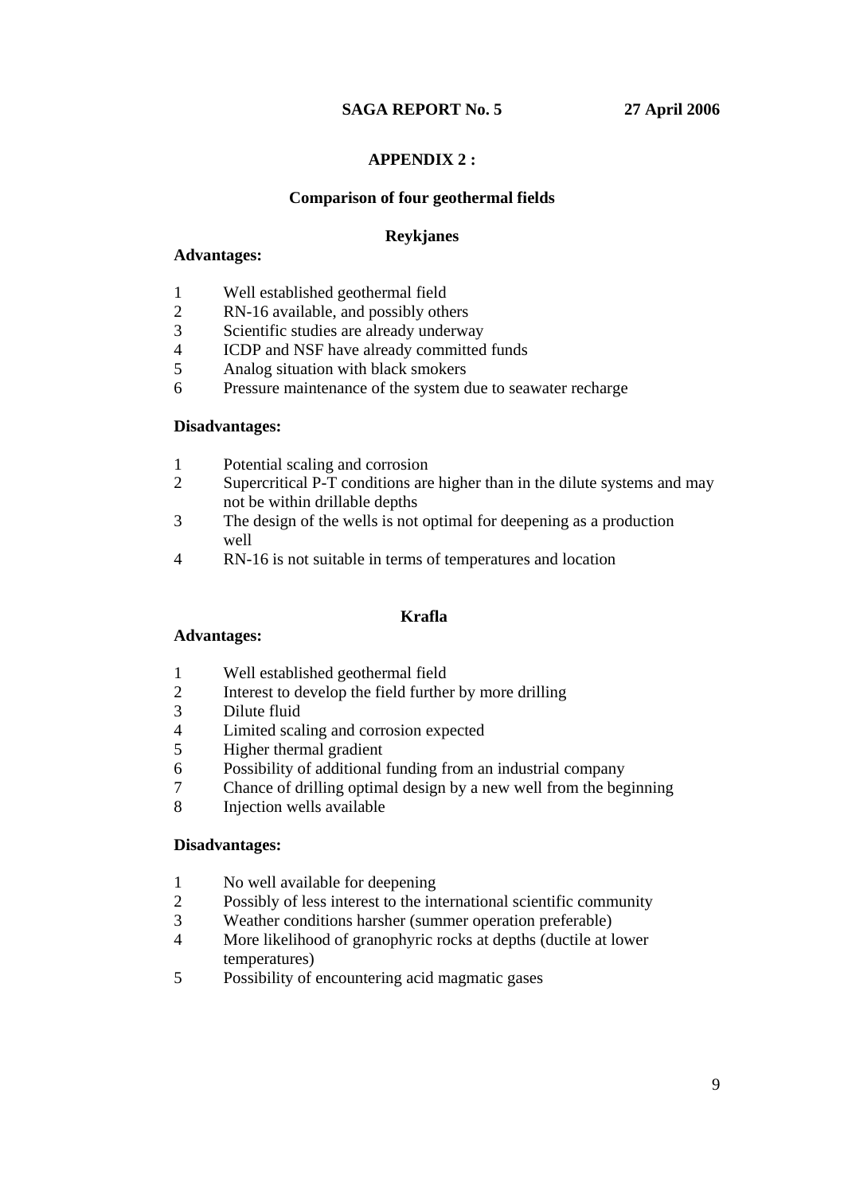**SAGA REPORT No. 5 27 April 2006**

## APPENDIX 2 :

### Comparison of four geothermal fields

#### Reykjanes

**Advantages:**

1. Well established geothermal field
2. RN-16 available, and possibly others
3. Scientific studies are already underway
4. ICDP and NSF have already committed funds
5. Analog situation with black smokers
6. Pressure maintenance of the system due to seawater recharge

**Disadvantages:**

1. Potential scaling and corrosion
2. Supercritical P-T conditions are higher than in the dilute systems and may not be within drillable depths
3. The design of the wells is not optimal for deepening as a production well
4. RN-16 is not suitable in terms of temperatures and location

#### Krafla

**Advantages:**

1. Well established geothermal field
2. Interest to develop the field further by more drilling
3. Dilute fluid
4. Limited scaling and corrosion expected
5. Higher thermal gradient
6. Possibility of additional funding from an industrial company
7. Chance of drilling optimal design by a new well from the beginning
8. Injection wells available

**Disadvantages:**

1. No well available for deepening
2. Possibly of less interest to the international scientific community
3. Weather conditions harsher (summer operation preferable)
4. More likelihood of granophyric rocks at depths (ductile at lower temperatures)
5. Possibility of encountering acid magmatic gases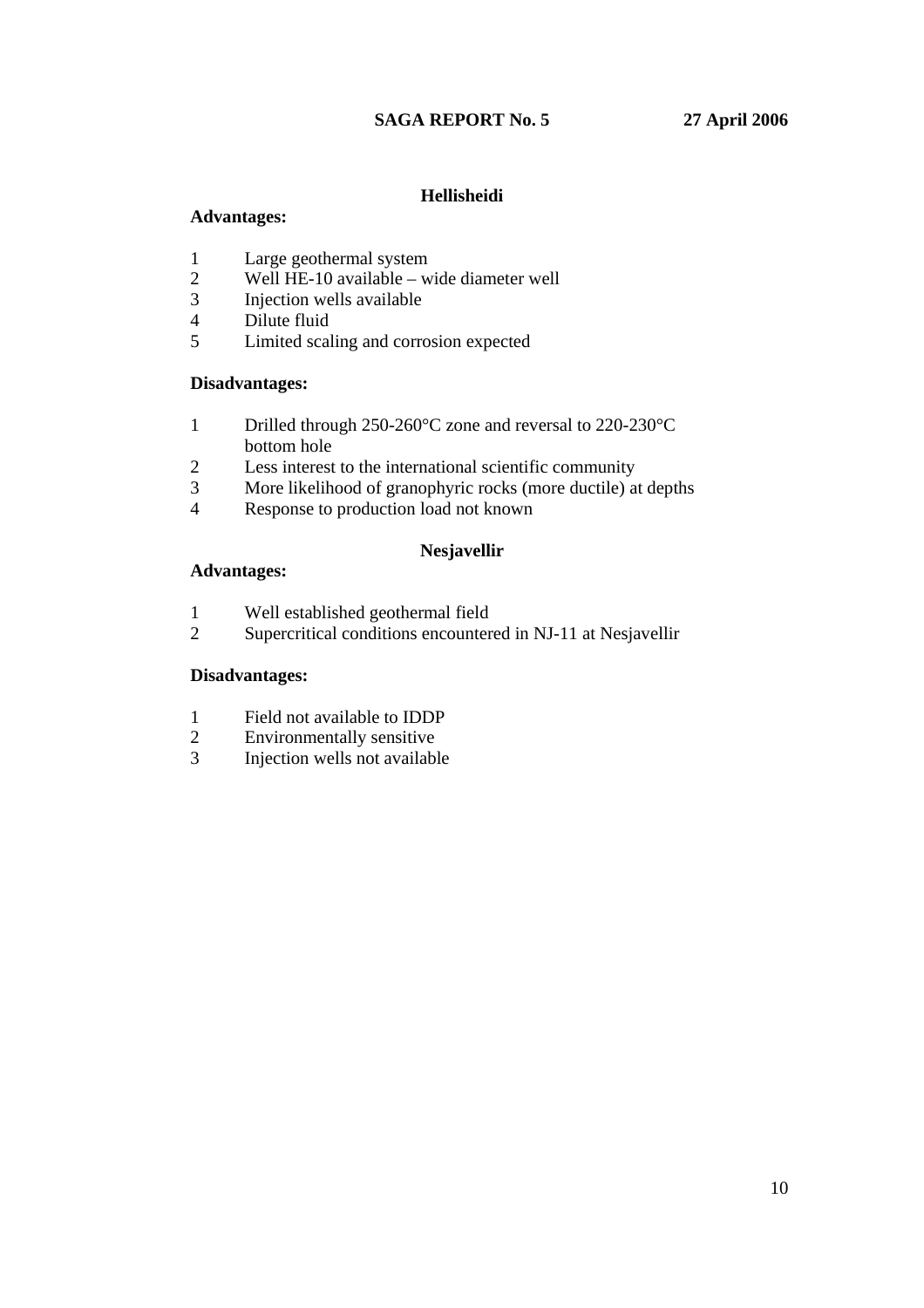### Hellisheidi

**Advantages:**

1. Large geothermal system
2. Well HE-10 available – wide diameter well
3. Injection wells available
4. Dilute fluid
5. Limited scaling and corrosion expected

**Disadvantages:**

1. Drilled through 250-260°C zone and reversal to 220-230°C bottom hole
2. Less interest to the international scientific community
3. More likelihood of granophyric rocks (more ductile) at depths
4. Response to production load not known

### Nesjavellir

**Advantages:**

1. Well established geothermal field
2. Supercritical conditions encountered in NJ-11 at Nesjavellir

**Disadvantages:**

1. Field not available to IDDP
2. Environmentally sensitive
3. Injection wells not available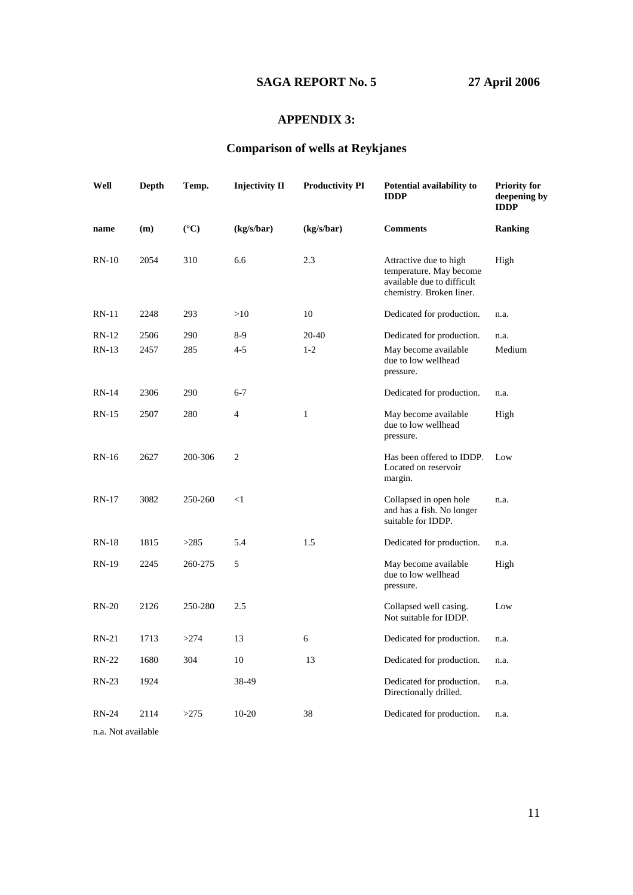## APPENDIX 3:

## Comparison of wells at Reykjanes

| Well | Depth | Temp. | Injectivity II | Productivity PI | Potential availability to IDDP | Priority for deepening by IDDP |
|---|---|---|---|---|---|---|
| name | (m) | (°C) | (kg/s/bar) | (kg/s/bar) | Comments | Ranking |
| RN-10 | 2054 | 310 | 6.6 | 2.3 | Attractive due to high temperature. May become available due to difficult chemistry. Broken liner. | High |
| RN-11 | 2248 | 293 | >10 | 10 | Dedicated for production. | n.a. |
| RN-12 | 2506 | 290 | 8-9 | 20-40 | Dedicated for production. | n.a. |
| RN-13 | 2457 | 285 | 4-5 | 1-2 | May become available due to low wellhead pressure. | Medium |
| RN-14 | 2306 | 290 | 6-7 | | Dedicated for production. | n.a. |
| RN-15 | 2507 | 280 | 4 | 1 | May become available due to low wellhead pressure. | High |
| RN-16 | 2627 | 200-306 | 2 | | Has been offered to IDDP. Located on reservoir margin. | Low |
| RN-17 | 3082 | 250-260 | <1 | | Collapsed in open hole and has a fish. No longer suitable for IDDP. | n.a. |
| RN-18 | 1815 | >285 | 5.4 | 1.5 | Dedicated for production. | n.a. |
| RN-19 | 2245 | 260-275 | 5 | | May become available due to low wellhead pressure. | High |
| RN-20 | 2126 | 250-280 | 2.5 | | Collapsed well casing. Not suitable for IDDP. | Low |
| RN-21 | 1713 | >274 | 13 | 6 | Dedicated for production. | n.a. |
| RN-22 | 1680 | 304 | 10 | 13 | Dedicated for production. | n.a. |
| RN-23 | 1924 | | 38-49 | | Dedicated for production. Directionally drilled. | n.a. |
| RN-24 | 2114 | >275 | 10-20 | 38 | Dedicated for production. | n.a. |

n.a. Not available